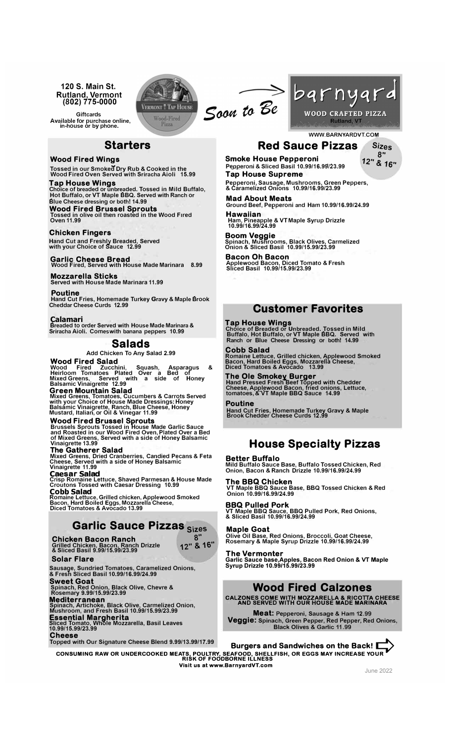120 S. Main St.
Rutland, Vermont
(802) 775-0000

Giftcards
Available for purchase online, in-house or by phone.

Vermont Tap House
Wood-Fired Pizza

Soon to Be → **barnyard**
WOOD CRAFTED PIZZA
Rutland, VT

WWW.BARNYARDVT.COM

## Starters

**Wood Fired Wings**
Tossed in our Smoked Dry Rub & Cooked in the Wood Fired Oven Served with Sriracha Aioli 15.99

**Tap House Wings**
Choice of breaded or unbreaded. Tossed in Mild Buffalo, Hot Buffalo, or VT Maple BBQ. Served with Ranch or Blue Cheese dressing or both! 14.99

**Wood Fired Brussel Sprouts**
Tossed in olive oil then roasted in the Wood Fired Oven 11.99

**Chicken Fingers**
Hand Cut and Freshly Breaded, Served with your Choice of Sauce 12.99

**Garlic Cheese Bread**
Wood Fired, Served with House Made Marinara 8.99

**Mozzarella Sticks**
Served with House Made Marinara 11.99

**Poutine**
Hand Cut Fries, Homemade Turkey Gravy & Maple Brook Cheddar Cheese Curds 12.99

**Calamari**
Breaded to order Served with House Made Marinara & Sriracha Aioli. Comes with banana peppers 10.99

## Salads

Add Chicken To Any Salad 2.99

**Wood Fired Salad**
Wood Fired Zucchini, Squash, Asparagus & Heirloom Tomatoes Plated Over a Bed of Mixed Greens, Served with a side of Honey Balsamic Vinaigrette 12.99

**Green Mountain Salad**
Mixed Greens, Tomatoes, Cucumbers & Carrots Served with your Choice of House Made Dressings: Honey Balsamic Vinaigrette, Ranch, Blue Cheese, Honey Mustard, Italian, or Oil & Vinegar 11.99

**Wood Fired Brussel Sprouts**
Brussels Sprouts Tossed in House Made Garlic Sauce and Roasted in our Wood Fired Oven, Plated Over a Bed of Mixed Greens, Served with a side of Honey Balsamic Vinaigrette 13.99

**The Gatherer Salad**
Mixed Greens, Dried Cranberries, Candied Pecans & Feta Cheese, Served with a side of Honey Balsamic Vinaigrette 11.99

**Caesar Salad**
Crisp Romaine Lettuce, Shaved Parmesan & House Made Croutons Tossed with Caesar Dressing 10.99

**Cobb Salad**
Romaine Lettuce, Grilled chicken, Applewood Smoked Bacon, Hard Boiled Eggs, Mozzarella Cheese, Diced Tomatoes & Avocado 13.99

## Garlic Sauce Pizzas

Sizes 8" 12" & 16"

**Chicken Bacon Ranch**
Grilled Chicken, Bacon, Ranch Drizzle & Sliced Basil 9.99/15.99/23.99

**Solar Flare**
Sausage, Sundried Tomatoes, Caramelized Onions, & Fresh Sliced Basil 10.99/16.99/24.99

**Sweet Goat**
Spinach, Red Onion, Black Olive, Chevre & Rosemary 9.99/15.99/23.99

**Mediterranean**
Spinach, Artichoke, Black Olive, Carmelized Onion, Mushroom, and Fresh Basil 10.99/15.99/23.99

**Essential Margherita**
Sliced Tomato, Whole Mozzarella, Basil Leaves 10.99/15.99/23.99

**Cheese**
Topped with Our Signature Cheese Blend 9.99/13.99/17.99

## Red Sauce Pizzas

Sizes 8" 12" & 16"

**Smoke House Pepperoni**
Pepperoni & Sliced Basil 10.99/16.99/23.99

**Tap House Supreme**
Pepperoni, Sausage, Mushrooms, Green Peppers, & Caramelized Onions 10.99/16.99/23.99

**Mad About Meats**
Ground Beef, Pepperoni and Ham 10.99/16.99/24.99

**Hawaiian**
Ham, Pineapple & VT Maple Syrup Drizzle 10.99/16.99/24.99

**Boom Veggie**
Spinach, Mushrooms, Black Olives, Carmelized Onion & Sliced Basil 10.99/15.99/23.99

**Bacon Oh Bacon**
Applewood Bacon, Diced Tomato & Fresh Sliced Basil 10.99/15.99/23.99

## Customer Favorites

**Tap House Wings**
Choice of Breaded or Unbreaded. Tossed in Mild Buffalo, Hot Buffalo, or VT Maple BBQ. Served with Ranch or Blue Cheese Dressing or both! 14.99

**Cobb Salad**
Romaine Lettuce, Grilled chicken, Applewood Smoked Bacon, Hard Boiled Eggs, Mozzarella Cheese, Diced Tomatoes & Avocado 13.99

**The Ole Smokey Burger**
Hand Pressed Fresh Beef Topped with Chedder Cheese, Applewood Bacon, fried onions, Lettuce, tomatoes, & VT Maple BBQ Sauce 14.99

**Poutine**
Hand Cut Fries, Homemade Turkey Gravy & Maple Brook Chedder Cheese Curds 12.99

## House Specialty Pizzas

**Better Buffalo**
Mild Buffalo Sauce Base, Buffalo Tossed Chicken, Red Onion, Bacon & Ranch Drizzle 10.99/16.99/24.99

**The BBQ Chicken**
VT Maple BBQ Sauce Base, BBQ Tossed Chicken & Red Onion 10.99/16.99/24.99

**BBQ Pulled Pork**
VT Maple BBQ Sauce, BBQ Pulled Pork, Red Onions, & Sliced Basil 10.99/16.99/24.99

**Maple Goat**
Olive Oil Base, Red Onions, Broccoli, Goat Cheese, Rosemary & Maple Syrup Drizzle 10.99/16.99/24.99

**The Vermonter**
Garlic Sauce base, Apples, Bacon Red Onion & VT Maple Syrup Drizzle 10.99/15.99/23.99

## Wood Fired Calzones

CALZONES COME WITH MOZZARELLA & RICOTTA CHEESE AND SERVED WITH OUR HOUSE MADE MARINARA

**Meat:** Pepperoni, Sausage & Ham 12.99
**Veggie:** Spinach, Green Pepper, Red Pepper, Red Onions, Black Olives & Garlic 11.99

**Burgers and Sandwiches on the Back!**

CONSUMING RAW OR UNDERCOOKED MEATS, POULTRY, SEAFOOD, SHELLFISH, OR EGGS MAY INCREASE YOUR RISK OF FOODBORNE ILLNESS

Visit us at www.BarnyardVT.com

June 2022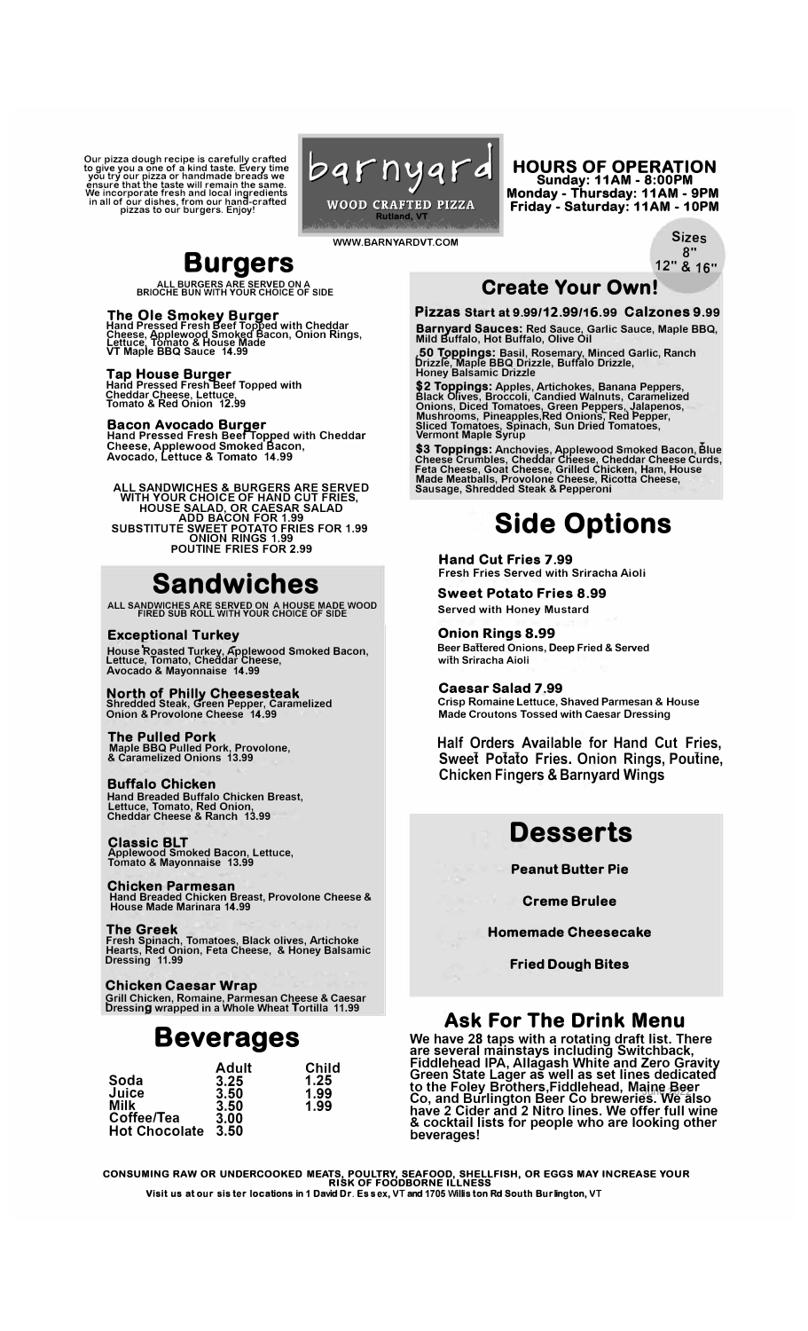Our pizza dough recipe is carefully crafted to give you a one of a kind taste. Every time you try our pizza or handmade breads we ensure that the taste will remain the same. We incorporate fresh and local ingredients in all of our dishes, from our hand-crafted pizzas to our burgers. Enjoy!

# barnyard

WOOD CRAFTED PIZZA

Rutland, VT

WWW.BARNYARDVT.COM

**HOURS OF OPERATION**
**Sunday: 11AM - 8:00PM**
**Monday - Thursday: 11AM - 9PM**
**Friday - Saturday: 11AM - 10PM**

## Burgers

ALL BURGERS ARE SERVED ON A BRIOCHE BUN WITH YOUR CHOICE OF SIDE

**The Ole Smokey Burger**
Hand Pressed Fresh Beef Topped with Cheddar Cheese, Applewood Smoked Bacon, Onion Rings, Lettuce, Tomato & House Made VT Maple BBQ Sauce 14.99

**Tap House Burger**
Hand Pressed Fresh Beef Topped with Cheddar Cheese, Lettuce, Tomato & Red Onion 12.99

**Bacon Avocado Burger**
Hand Pressed Fresh Beef Topped with Cheddar Cheese, Applewood Smoked Bacon, Avocado, Lettuce & Tomato 14.99

ALL SANDWICHES & BURGERS ARE SERVED WITH YOUR CHOICE OF HAND CUT FRIES, HOUSE SALAD, OR CAESAR SALAD
ADD BACON FOR 1.99
SUBSTITUTE SWEET POTATO FRIES FOR 1.99
ONION RINGS 1.99
POUTINE FRIES FOR 2.99

## Sandwiches

ALL SANDWICHES ARE SERVED ON A HOUSE MADE WOOD FIRED SUB ROLL WITH YOUR CHOICE OF SIDE

**Exceptional Turkey**
House Roasted Turkey, Applewood Smoked Bacon, Lettuce, Tomato, Cheddar Cheese, Avocado & Mayonnaise 14.99

**North of Philly Cheesesteak**
Shredded Steak, Green Pepper, Caramelized Onion & Provolone Cheese 14.99

**The Pulled Pork**
Maple BBQ Pulled Pork, Provolone, & Caramelized Onions 13.99

**Buffalo Chicken**
Hand Breaded Buffalo Chicken Breast, Lettuce, Tomato, Red Onion, Cheddar Cheese & Ranch 13.99

**Classic BLT**
Applewood Smoked Bacon, Lettuce, Tomato & Mayonnaise 13.99

**Chicken Parmesan**
Hand Breaded Chicken Breast, Provolone Cheese & House Made Marinara 14.99

**The Greek**
Fresh Spinach, Tomatoes, Black olives, Artichoke Hearts, Red Onion, Feta Cheese, & Honey Balsamic Dressing 11.99

**Chicken Caesar Wrap**
Grill Chicken, Romaine, Parmesan Cheese & Caesar Dressing wrapped in a Whole Wheat Tortilla 11.99

## Beverages

| | Adult | Child |
|---|---|---|
| Soda | 3.25 | 1.25 |
| Juice | 3.50 | 1.99 |
| Milk | 3.50 | 1.99 |
| Coffee/Tea | 3.00 | |
| Hot Chocolate | 3.50 | |

Sizes 8" 12" & 16"

## Create Your Own!

**Pizzas Start at 9.99/12.99/16.99 Calzones 9.99**

**Barnyard Sauces:** Red Sauce, Garlic Sauce, Maple BBQ, Mild Buffalo, Hot Buffalo, Olive Oil

**.50 Toppings:** Basil, Rosemary, Minced Garlic, Ranch Drizzle, Maple BBQ Drizzle, Buffalo Drizzle, Honey Balsamic Drizzle

**$2 Toppings:** Apples, Artichokes, Banana Peppers, Black Olives, Broccoli, Candied Walnuts, Caramelized Onions, Diced Tomatoes, Green Peppers, Jalapenos, Mushrooms, Pineapples, Red Onions, Red Pepper, Sliced Tomatoes, Spinach, Sun Dried Tomatoes, Vermont Maple Syrup

**$3 Toppings:** Anchovies, Applewood Smoked Bacon, Blue Cheese Crumbles, Cheddar Cheese, Cheddar Cheese Curds, Feta Cheese, Goat Cheese, Grilled Chicken, Ham, House Made Meatballs, Provolone Cheese, Ricotta Cheese, Sausage, Shredded Steak & Pepperoni

## Side Options

**Hand Cut Fries 7.99**
Fresh Fries Served with Sriracha Aioli

**Sweet Potato Fries 8.99**
Served with Honey Mustard

**Onion Rings 8.99**
Beer Battered Onions, Deep Fried & Served with Sriracha Aioli

**Caesar Salad 7.99**
Crisp Romaine Lettuce, Shaved Parmesan & House Made Croutons Tossed with Caesar Dressing

Half Orders Available for Hand Cut Fries, Sweet Potato Fries. Onion Rings, Poutine, Chicken Fingers & Barnyard Wings

## Desserts

**Peanut Butter Pie**

**Creme Brulee**

**Homemade Cheesecake**

**Fried Dough Bites**

## Ask For The Drink Menu

We have 28 taps with a rotating draft list. There are several mainstays including Switchback, Fiddlehead IPA, Allagash White and Zero Gravity Green State Lager as well as set lines dedicated to the Foley Brothers, Fiddlehead, Maine Beer Co, and Burlington Beer Co breweries. We also have 2 Cider and 2 Nitro lines. We offer full wine & cocktail lists for people who are looking other beverages!

CONSUMING RAW OR UNDERCOOKED MEATS, POULTRY, SEAFOOD, SHELLFISH, OR EGGS MAY INCREASE YOUR RISK OF FOODBORNE ILLNESS

Visit us at our sister locations in 1 David Dr. Essex, VT and 1705 Williston Rd South Burlington, VT